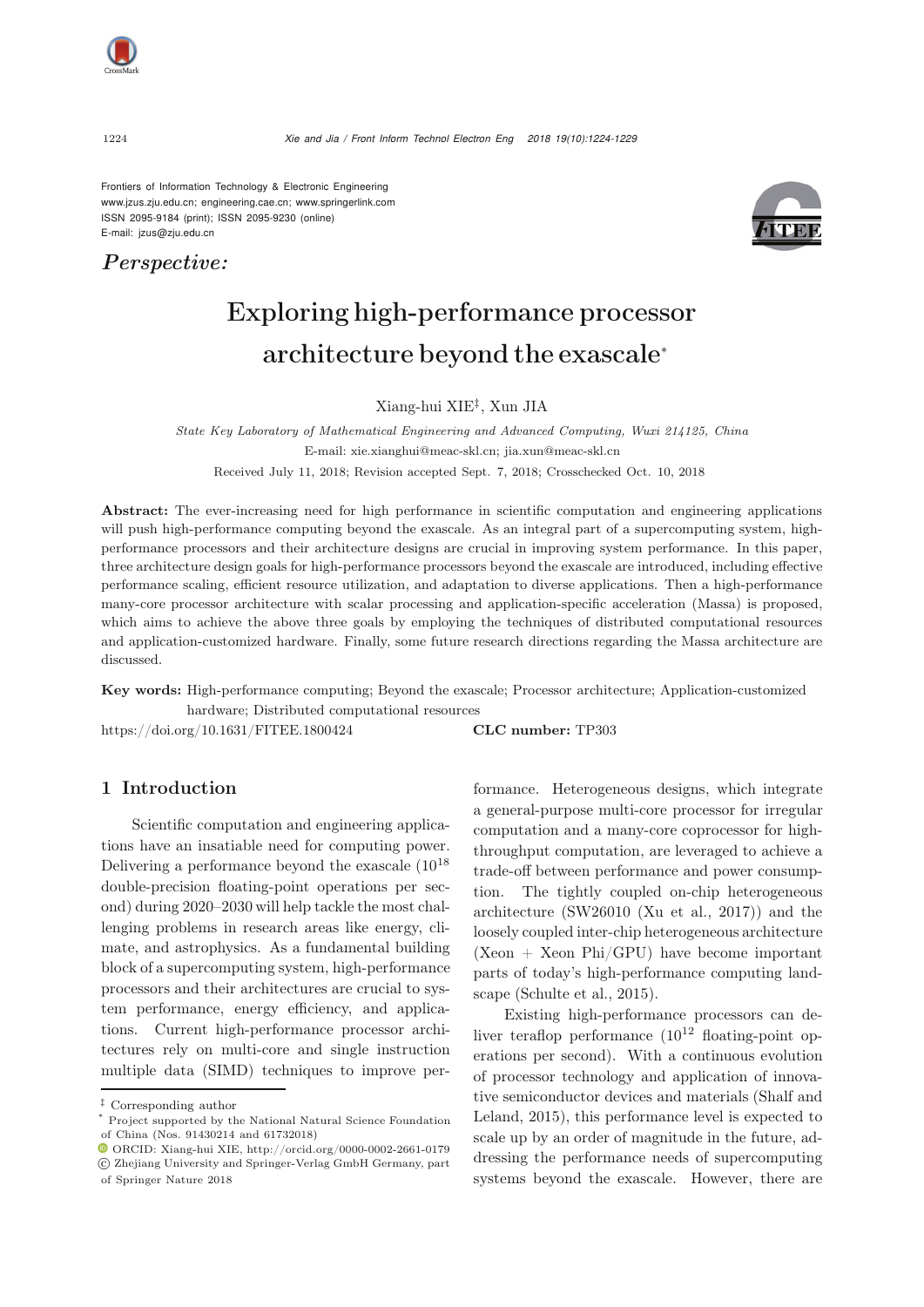Frontiers of Information Technology & Electronic Engineering
www.jzus.zju.edu.cn; engineering.cae.cn; www.springerlink.com
ISSN 2095-9184 (print); ISSN 2095-9230 (online)
E-mail: jzus@zju.edu.cn

*Perspective:*

# Exploring high-performance processor architecture beyond the exascale*

Xiang-hui XIE‡, Xun JIA

*State Key Laboratory of Mathematical Engineering and Advanced Computing, Wuxi 214125, China*

E-mail: xie.xianghui@meac-skl.cn; jia.xun@meac-skl.cn

Received July 11, 2018; Revision accepted Sept. 7, 2018; Crosschecked Oct. 10, 2018

**Abstract:** The ever-increasing need for high performance in scientific computation and engineering applications will push high-performance computing beyond the exascale. As an integral part of a supercomputing system, high-performance processors and their architecture designs are crucial in improving system performance. In this paper, three architecture design goals for high-performance processors beyond the exascale are introduced, including effective performance scaling, efficient resource utilization, and adaptation to diverse applications. Then a high-performance many-core processor architecture with scalar processing and application-specific acceleration (Massa) is proposed, which aims to achieve the above three goals by employing the techniques of distributed computational resources and application-customized hardware. Finally, some future research directions regarding the Massa architecture are discussed.

**Key words:** High-performance computing; Beyond the exascale; Processor architecture; Application-customized hardware; Distributed computational resources

https://doi.org/10.1631/FITEE.1800424 **CLC number:** TP303

## 1 Introduction

Scientific computation and engineering applications have an insatiable need for computing power. Delivering a performance beyond the exascale ($10^{18}$ double-precision floating-point operations per second) during 2020–2030 will help tackle the most challenging problems in research areas like energy, climate, and astrophysics. As a fundamental building block of a supercomputing system, high-performance processors and their architectures are crucial to system performance, energy efficiency, and applications. Current high-performance processor architectures rely on multi-core and single instruction multiple data (SIMD) techniques to improve performance. Heterogeneous designs, which integrate a general-purpose multi-core processor for irregular computation and a many-core coprocessor for high-throughput computation, are leveraged to achieve a trade-off between performance and power consumption. The tightly coupled on-chip heterogeneous architecture (SW26010 (Xu et al., 2017)) and the loosely coupled inter-chip heterogeneous architecture (Xeon + Xeon Phi/GPU) have become important parts of today's high-performance computing landscape (Schulte et al., 2015).

Existing high-performance processors can deliver teraflop performance ($10^{12}$ floating-point operations per second). With a continuous evolution of processor technology and application of innovative semiconductor devices and materials (Shalf and Leland, 2015), this performance level is expected to scale up by an order of magnitude in the future, addressing the performance needs of supercomputing systems beyond the exascale. However, there are

‡ Corresponding author

\* Project supported by the National Natural Science Foundation of China (Nos. 91430214 and 61732018)

ORCID: Xiang-hui XIE, http://orcid.org/0000-0002-2661-0179

© Zhejiang University and Springer-Verlag GmbH Germany, part of Springer Nature 2018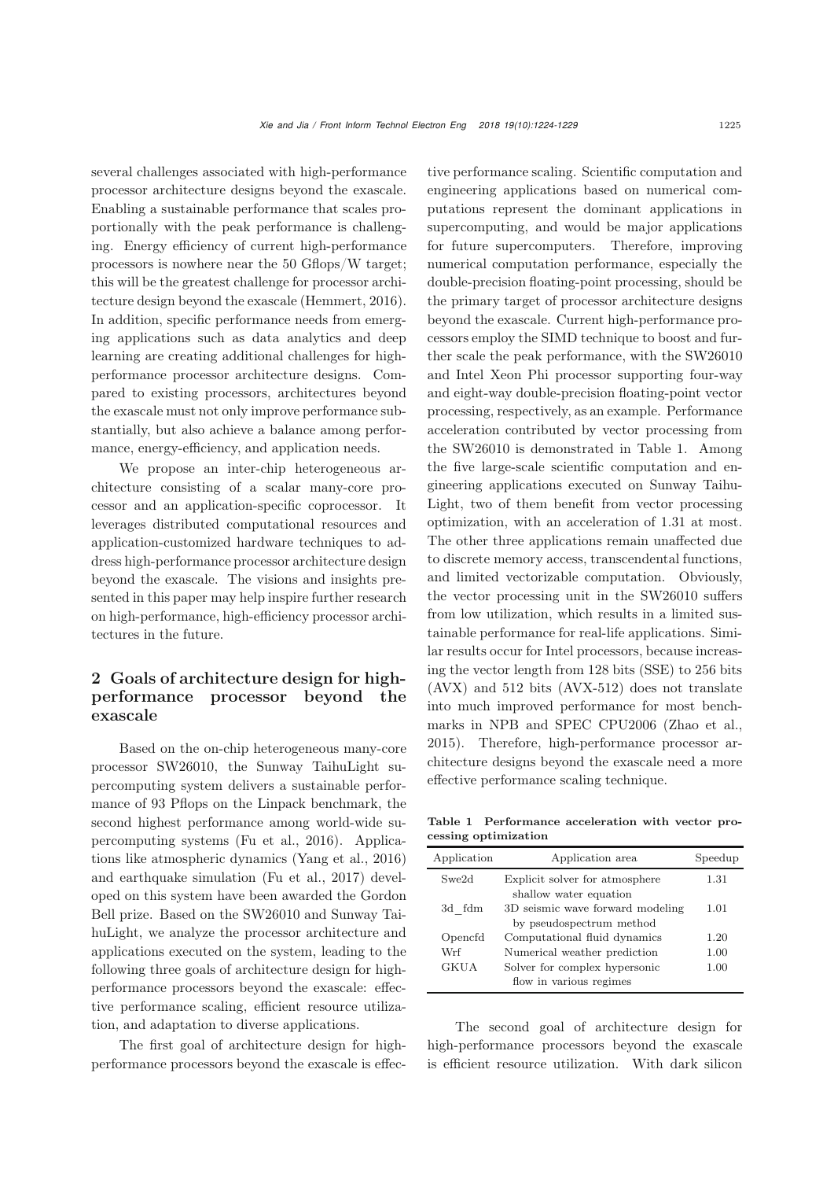several challenges associated with high-performance processor architecture designs beyond the exascale. Enabling a sustainable performance that scales proportionally with the peak performance is challenging. Energy efficiency of current high-performance processors is nowhere near the 50 Gflops/W target; this will be the greatest challenge for processor architecture design beyond the exascale (Hemmert, 2016). In addition, specific performance needs from emerging applications such as data analytics and deep learning are creating additional challenges for high-performance processor architecture designs. Compared to existing processors, architectures beyond the exascale must not only improve performance substantially, but also achieve a balance among performance, energy-efficiency, and application needs.

We propose an inter-chip heterogeneous architecture consisting of a scalar many-core processor and an application-specific coprocessor. It leverages distributed computational resources and application-customized hardware techniques to address high-performance processor architecture design beyond the exascale. The visions and insights presented in this paper may help inspire further research on high-performance, high-efficiency processor architectures in the future.

## 2 Goals of architecture design for high-performance processor beyond the exascale

Based on the on-chip heterogeneous many-core processor SW26010, the Sunway TaihuLight supercomputing system delivers a sustainable performance of 93 Pflops on the Linpack benchmark, the second highest performance among world-wide supercomputing systems (Fu et al., 2016). Applications like atmospheric dynamics (Yang et al., 2016) and earthquake simulation (Fu et al., 2017) developed on this system have been awarded the Gordon Bell prize. Based on the SW26010 and Sunway TaihuLight, we analyze the processor architecture and applications executed on the system, leading to the following three goals of architecture design for high-performance processors beyond the exascale: effective performance scaling, efficient resource utilization, and adaptation to diverse applications.

The first goal of architecture design for high-performance processors beyond the exascale is effective performance scaling. Scientific computation and engineering applications based on numerical computations represent the dominant applications in supercomputing, and would be major applications for future supercomputers. Therefore, improving numerical computation performance, especially the double-precision floating-point processing, should be the primary target of processor architecture designs beyond the exascale. Current high-performance processors employ the SIMD technique to boost and further scale the peak performance, with the SW26010 and Intel Xeon Phi processor supporting four-way and eight-way double-precision floating-point vector processing, respectively, as an example. Performance acceleration contributed by vector processing from the SW26010 is demonstrated in Table 1. Among the five large-scale scientific computation and engineering applications executed on Sunway TaihuLight, two of them benefit from vector processing optimization, with an acceleration of 1.31 at most. The other three applications remain unaffected due to discrete memory access, transcendental functions, and limited vectorizable computation. Obviously, the vector processing unit in the SW26010 suffers from low utilization, which results in a limited sustainable performance for real-life applications. Similar results occur for Intel processors, because increasing the vector length from 128 bits (SSE) to 256 bits (AVX) and 512 bits (AVX-512) does not translate into much improved performance for most benchmarks in NPB and SPEC CPU2006 (Zhao et al., 2015). Therefore, high-performance processor architecture designs beyond the exascale need a more effective performance scaling technique.

**Table 1 Performance acceleration with vector processing optimization**

| Application | Application area | Speedup |
|---|---|---|
| Swe2d | Explicit solver for atmosphere shallow water equation | 1.31 |
| 3d_fdm | 3D seismic wave forward modeling by pseudospectrum method | 1.01 |
| Opencfd | Computational fluid dynamics | 1.20 |
| Wrf | Numerical weather prediction | 1.00 |
| GKUA | Solver for complex hypersonic flow in various regimes | 1.00 |

The second goal of architecture design for high-performance processors beyond the exascale is efficient resource utilization. With dark silicon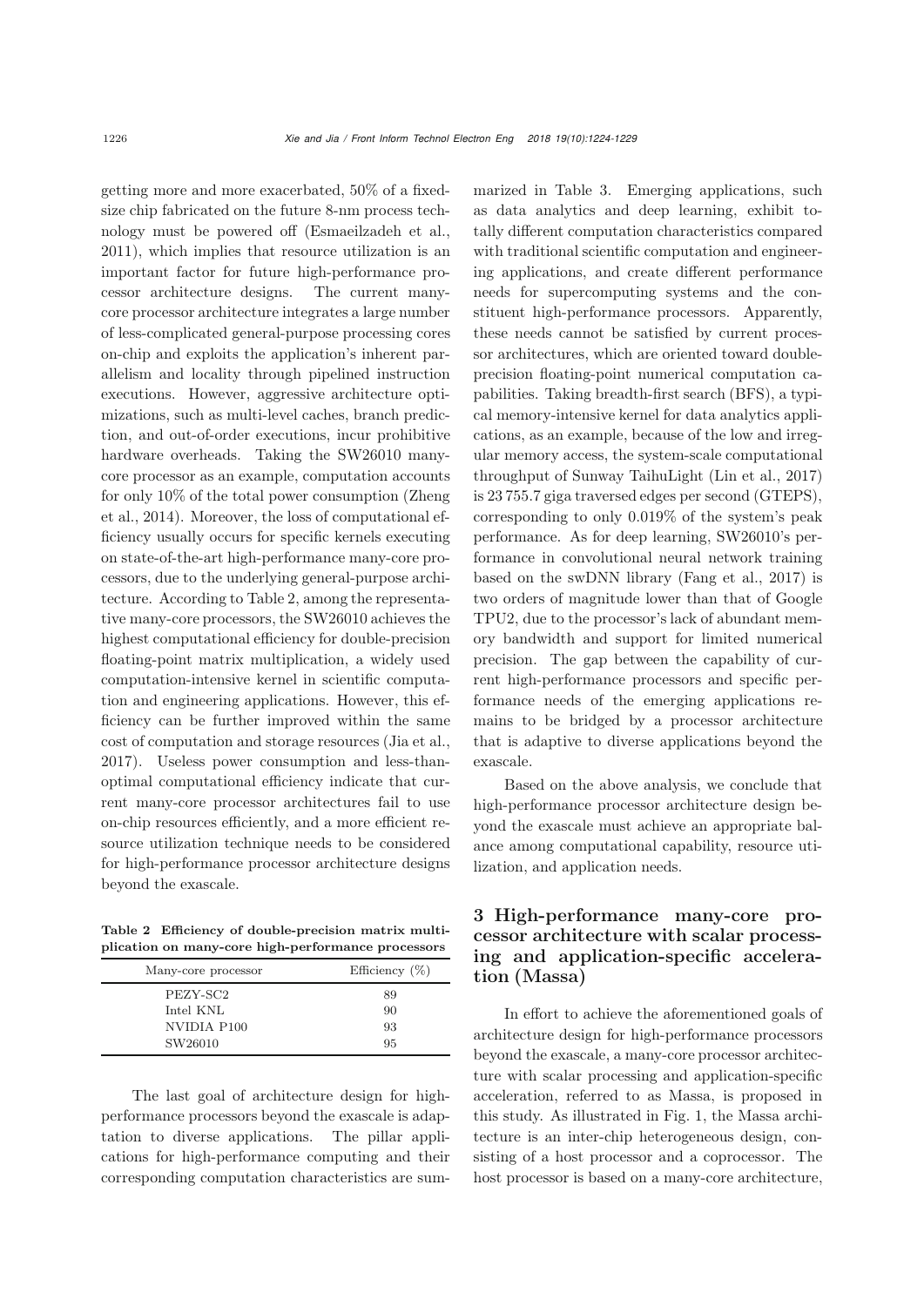getting more and more exacerbated, 50% of a fixed-size chip fabricated on the future 8-nm process technology must be powered off (Esmaeilzadeh et al., 2011), which implies that resource utilization is an important factor for future high-performance processor architecture designs. The current many-core processor architecture integrates a large number of less-complicated general-purpose processing cores on-chip and exploits the application's inherent parallelism and locality through pipelined instruction executions. However, aggressive architecture optimizations, such as multi-level caches, branch prediction, and out-of-order executions, incur prohibitive hardware overheads. Taking the SW26010 many-core processor as an example, computation accounts for only 10% of the total power consumption (Zheng et al., 2014). Moreover, the loss of computational efficiency usually occurs for specific kernels executing on state-of-the-art high-performance many-core processors, due to the underlying general-purpose architecture. According to Table 2, among the representative many-core processors, the SW26010 achieves the highest computational efficiency for double-precision floating-point matrix multiplication, a widely used computation-intensive kernel in scientific computation and engineering applications. However, this efficiency can be further improved within the same cost of computation and storage resources (Jia et al., 2017). Useless power consumption and less-than-optimal computational efficiency indicate that current many-core processor architectures fail to use on-chip resources efficiently, and a more efficient resource utilization technique needs to be considered for high-performance processor architecture designs beyond the exascale.

**Table 2 Efficiency of double-precision matrix multiplication on many-core high-performance processors**

| Many-core processor | Efficiency (%) |
|---|---|
| PEZY-SC2 | 89 |
| Intel KNL | 90 |
| NVIDIA P100 | 93 |
| SW26010 | 95 |

The last goal of architecture design for high-performance processors beyond the exascale is adaptation to diverse applications. The pillar applications for high-performance computing and their corresponding computation characteristics are summarized in Table 3. Emerging applications, such as data analytics and deep learning, exhibit totally different computation characteristics compared with traditional scientific computation and engineering applications, and create different performance needs for supercomputing systems and the constituent high-performance processors. Apparently, these needs cannot be satisfied by current processor architectures, which are oriented toward double-precision floating-point numerical computation capabilities. Taking breadth-first search (BFS), a typical memory-intensive kernel for data analytics applications, as an example, because of the low and irregular memory access, the system-scale computational throughput of Sunway TaihuLight (Lin et al., 2017) is 23 755.7 giga traversed edges per second (GTEPS), corresponding to only 0.019% of the system's peak performance. As for deep learning, SW26010's performance in convolutional neural network training based on the swDNN library (Fang et al., 2017) is two orders of magnitude lower than that of Google TPU2, due to the processor's lack of abundant memory bandwidth and support for limited numerical precision. The gap between the capability of current high-performance processors and specific performance needs of the emerging applications remains to be bridged by a processor architecture that is adaptive to diverse applications beyond the exascale.

Based on the above analysis, we conclude that high-performance processor architecture design beyond the exascale must achieve an appropriate balance among computational capability, resource utilization, and application needs.

## 3 High-performance many-core processor architecture with scalar processing and application-specific acceleration (Massa)

In effort to achieve the aforementioned goals of architecture design for high-performance processors beyond the exascale, a many-core processor architecture with scalar processing and application-specific acceleration, referred to as Massa, is proposed in this study. As illustrated in Fig. 1, the Massa architecture is an inter-chip heterogeneous design, consisting of a host processor and a coprocessor. The host processor is based on a many-core architecture,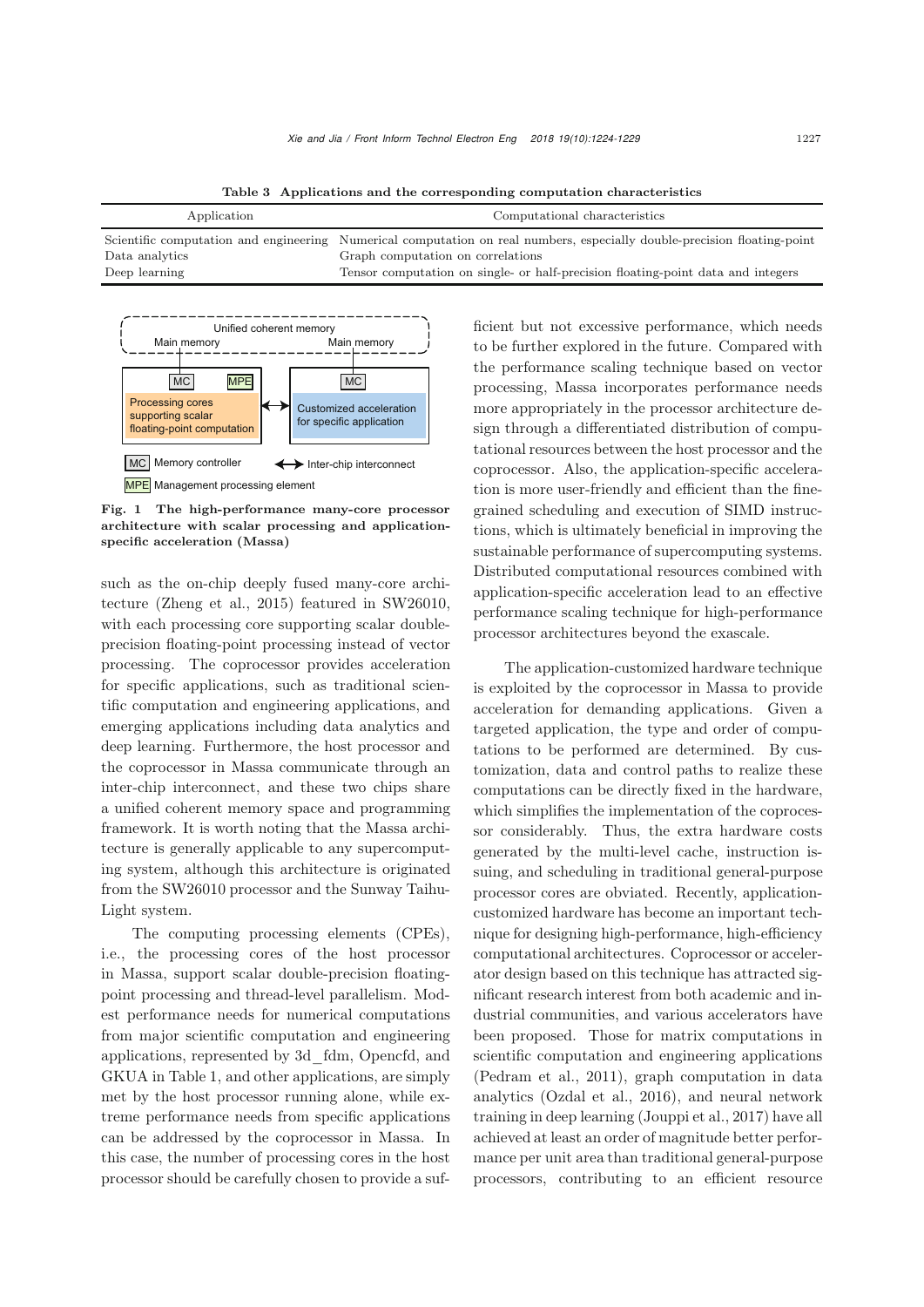**Table 3 Applications and the corresponding computation characteristics**

| Application | Computational characteristics |
|---|---|
| Scientific computation and engineering | Numerical computation on real numbers, especially double-precision floating-point |
| Data analytics | Graph computation on correlations |
| Deep learning | Tensor computation on single- or half-precision floating-point data and integers |

**Fig. 1 The high-performance many-core processor architecture with scalar processing and application-specific acceleration (Massa)**

such as the on-chip deeply fused many-core architecture (Zheng et al., 2015) featured in SW26010, with each processing core supporting scalar double-precision floating-point processing instead of vector processing. The coprocessor provides acceleration for specific applications, such as traditional scientific computation and engineering applications, and emerging applications including data analytics and deep learning. Furthermore, the host processor and the coprocessor in Massa communicate through an inter-chip interconnect, and these two chips share a unified coherent memory space and programming framework. It is worth noting that the Massa architecture is generally applicable to any supercomputing system, although this architecture is originated from the SW26010 processor and the Sunway TaihuLight system.

The computing processing elements (CPEs), i.e., the processing cores of the host processor in Massa, support scalar double-precision floating-point processing and thread-level parallelism. Modest performance needs for numerical computations from major scientific computation and engineering applications, represented by 3d_fdm, Opencfd, and GKUA in Table 1, and other applications, are simply met by the host processor running alone, while extreme performance needs from specific applications can be addressed by the coprocessor in Massa. In this case, the number of processing cores in the host processor should be carefully chosen to provide a sufficient but not excessive performance, which needs to be further explored in the future. Compared with the performance scaling technique based on vector processing, Massa incorporates performance needs more appropriately in the processor architecture design through a differentiated distribution of computational resources between the host processor and the coprocessor. Also, the application-specific acceleration is more user-friendly and efficient than the fine-grained scheduling and execution of SIMD instructions, which is ultimately beneficial in improving the sustainable performance of supercomputing systems. Distributed computational resources combined with application-specific acceleration lead to an effective performance scaling technique for high-performance processor architectures beyond the exascale.

The application-customized hardware technique is exploited by the coprocessor in Massa to provide acceleration for demanding applications. Given a targeted application, the type and order of computations to be performed are determined. By customization, data and control paths to realize these computations can be directly fixed in the hardware, which simplifies the implementation of the coprocessor considerably. Thus, the extra hardware costs generated by the multi-level cache, instruction issuing, and scheduling in traditional general-purpose processor cores are obviated. Recently, application-customized hardware has become an important technique for designing high-performance, high-efficiency computational architectures. Coprocessor or accelerator design based on this technique has attracted significant research interest from both academic and industrial communities, and various accelerators have been proposed. Those for matrix computations in scientific computation and engineering applications (Pedram et al., 2011), graph computation in data analytics (Ozdal et al., 2016), and neural network training in deep learning (Jouppi et al., 2017) have all achieved at least an order of magnitude better performance per unit area than traditional general-purpose processors, contributing to an efficient resource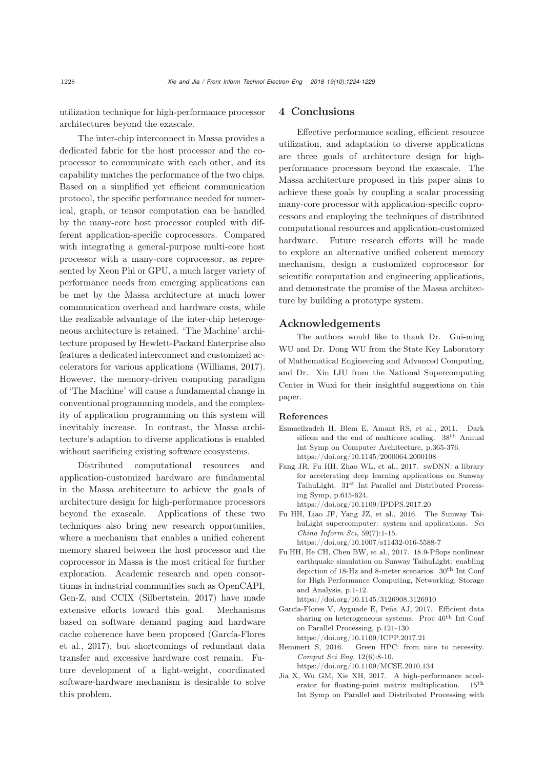utilization technique for high-performance processor architectures beyond the exascale.

The inter-chip interconnect in Massa provides a dedicated fabric for the host processor and the coprocessor to communicate with each other, and its capability matches the performance of the two chips. Based on a simplified yet efficient communication protocol, the specific performance needed for numerical, graph, or tensor computation can be handled by the many-core host processor coupled with different application-specific coprocessors. Compared with integrating a general-purpose multi-core host processor with a many-core coprocessor, as represented by Xeon Phi or GPU, a much larger variety of performance needs from emerging applications can be met by the Massa architecture at much lower communication overhead and hardware costs, while the realizable advantage of the inter-chip heterogeneous architecture is retained. 'The Machine' architecture proposed by Hewlett-Packard Enterprise also features a dedicated interconnect and customized accelerators for various applications (Williams, 2017). However, the memory-driven computing paradigm of 'The Machine' will cause a fundamental change in conventional programming models, and the complexity of application programming on this system will inevitably increase. In contrast, the Massa architecture's adaption to diverse applications is enabled without sacrificing existing software ecosystems.

Distributed computational resources and application-customized hardware are fundamental in the Massa architecture to achieve the goals of architecture design for high-performance processors beyond the exascale. Applications of these two techniques also bring new research opportunities, where a mechanism that enables a unified coherent memory shared between the host processor and the coprocessor in Massa is the most critical for further exploration. Academic research and open consortiums in industrial communities such as OpenCAPI, Gen-Z, and CCIX (Silbertstein, 2017) have made extensive efforts toward this goal. Mechanisms based on software demand paging and hardware cache coherence have been proposed (García-Flores et al., 2017), but shortcomings of redundant data transfer and excessive hardware cost remain. Future development of a light-weight, coordinated software-hardware mechanism is desirable to solve this problem.

## 4 Conclusions

Effective performance scaling, efficient resource utilization, and adaptation to diverse applications are three goals of architecture design for high-performance processors beyond the exascale. The Massa architecture proposed in this paper aims to achieve these goals by coupling a scalar processing many-core processor with application-specific coprocessors and employing the techniques of distributed computational resources and application-customized hardware. Future research efforts will be made to explore an alternative unified coherent memory mechanism, design a customized coprocessor for scientific computation and engineering applications, and demonstrate the promise of the Massa architecture by building a prototype system.

## Acknowledgements

The authors would like to thank Dr. Gui-ming WU and Dr. Dong WU from the State Key Laboratory of Mathematical Engineering and Advanced Computing, and Dr. Xin LIU from the National Supercomputing Center in Wuxi for their insightful suggestions on this paper.

### References

Esmaeilzadeh H, Blem E, Amant RS, et al., 2011. Dark silicon and the end of multicore scaling. 38th Annual Int Symp on Computer Architecture, p.365-376. https://doi.org/10.1145/2000064.2000108

Fang JR, Fu HH, Zhao WL, et al., 2017. swDNN: a library for accelerating deep learning applications on Sunway TaihuLight. 31st Int Parallel and Distributed Processing Symp, p.615-624. https://doi.org/10.1109/IPDPS.2017.20

Fu HH, Liao JF, Yang JZ, et al., 2016. The Sunway TaihuLight supercomputer: system and applications. *Sci China Inform Sci*, 59(7):1-15. https://doi.org/10.1007/s11432-016-5588-7

Fu HH, He CH, Chen BW, et al., 2017. 18.9-Pflops nonlinear earthquake simulation on Sunway TaihuLight: enabling depiction of 18-Hz and 8-meter scenarios. 30th Int Conf for High Performance Computing, Networking, Storage and Analysis, p.1-12. https://doi.org/10.1145/3126908.3126910

García-Flores V, Ayguade E, Peña AJ, 2017. Efficient data sharing on heterogeneous systems. Proc 46th Int Conf on Parallel Processing, p.121-130. https://doi.org/10.1109/ICPP.2017.21

Hemmert S, 2016. Green HPC: from nice to necessity. *Comput Sci Eng*, 12(6):8-10. https://doi.org/10.1109/MCSE.2010.134

Jia X, Wu GM, Xie XH, 2017. A high-performance accelerator for floating-point matrix multiplication. 15th Int Symp on Parallel and Distributed Processing with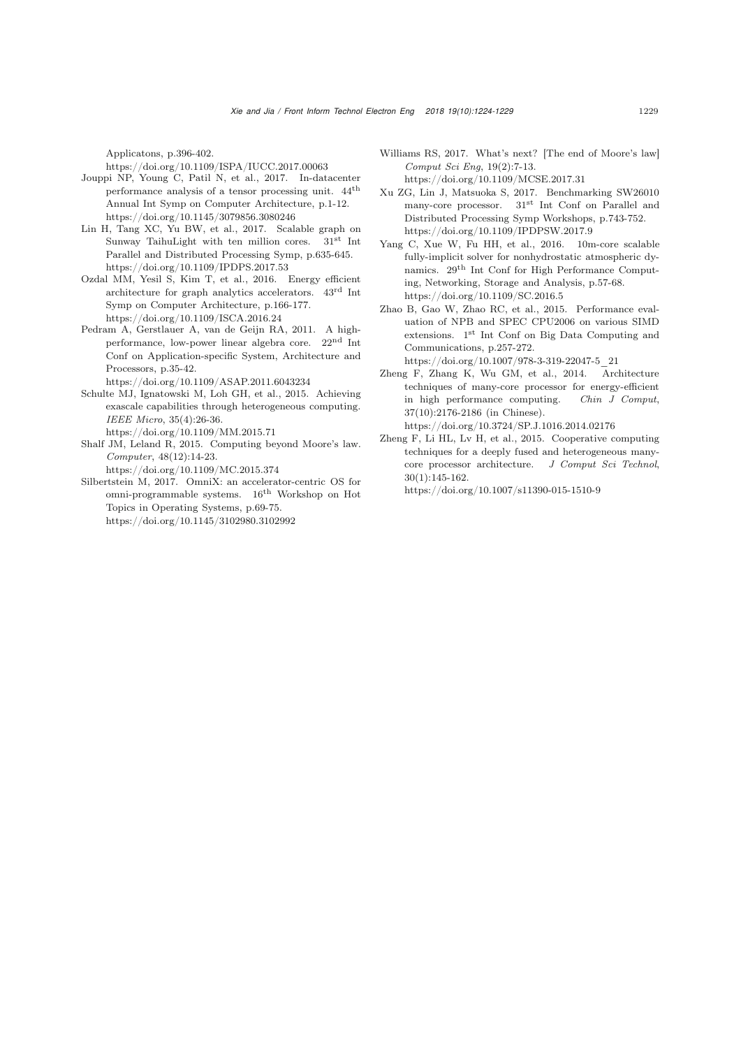Applicatons, p.396-402.
https://doi.org/10.1109/ISPA/IUCC.2017.00063

Jouppi NP, Young C, Patil N, et al., 2017. In-datacenter performance analysis of a tensor processing unit. 44th Annual Int Symp on Computer Architecture, p.1-12. https://doi.org/10.1145/3079856.3080246

Lin H, Tang XC, Yu BW, et al., 2017. Scalable graph on Sunway TaihuLight with ten million cores. 31st Int Parallel and Distributed Processing Symp, p.635-645. https://doi.org/10.1109/IPDPS.2017.53

Ozdal MM, Yesil S, Kim T, et al., 2016. Energy efficient architecture for graph analytics accelerators. 43rd Int Symp on Computer Architecture, p.166-177. https://doi.org/10.1109/ISCA.2016.24

Pedram A, Gerstlauer A, van de Geijn RA, 2011. A high-performance, low-power linear algebra core. 22nd Int Conf on Application-specific System, Architecture and Processors, p.35-42. https://doi.org/10.1109/ASAP.2011.6043234

Schulte MJ, Ignatowski M, Loh GH, et al., 2015. Achieving exascale capabilities through heterogeneous computing. *IEEE Micro*, 35(4):26-36. https://doi.org/10.1109/MM.2015.71

Shalf JM, Leland R, 2015. Computing beyond Moore's law. *Computer*, 48(12):14-23. https://doi.org/10.1109/MC.2015.374

Silbertstein M, 2017. OmniX: an accelerator-centric OS for omni-programmable systems. 16th Workshop on Hot Topics in Operating Systems, p.69-75. https://doi.org/10.1145/3102980.3102992

Williams RS, 2017. What's next? [The end of Moore's law] *Comput Sci Eng*, 19(2):7-13. https://doi.org/10.1109/MCSE.2017.31

Xu ZG, Lin J, Matsuoka S, 2017. Benchmarking SW26010 many-core processor. 31st Int Conf on Parallel and Distributed Processing Symp Workshops, p.743-752. https://doi.org/10.1109/IPDPSW.2017.9

Yang C, Xue W, Fu HH, et al., 2016. 10m-core scalable fully-implicit solver for nonhydrostatic atmospheric dynamics. 29th Int Conf for High Performance Computing, Networking, Storage and Analysis, p.57-68. https://doi.org/10.1109/SC.2016.5

Zhao B, Gao W, Zhao RC, et al., 2015. Performance evaluation of NPB and SPEC CPU2006 on various SIMD extensions. 1st Int Conf on Big Data Computing and Communications, p.257-272. https://doi.org/10.1007/978-3-319-22047-5_21

Zheng F, Zhang K, Wu GM, et al., 2014. Architecture techniques of many-core processor for energy-efficient in high performance computing. *Chin J Comput*, 37(10):2176-2186 (in Chinese). https://doi.org/10.3724/SP.J.1016.2014.02176

Zheng F, Li HL, Lv H, et al., 2015. Cooperative computing techniques for a deeply fused and heterogeneous many-core processor architecture. *J Comput Sci Technol*, 30(1):145-162. https://doi.org/10.1007/s11390-015-1510-9